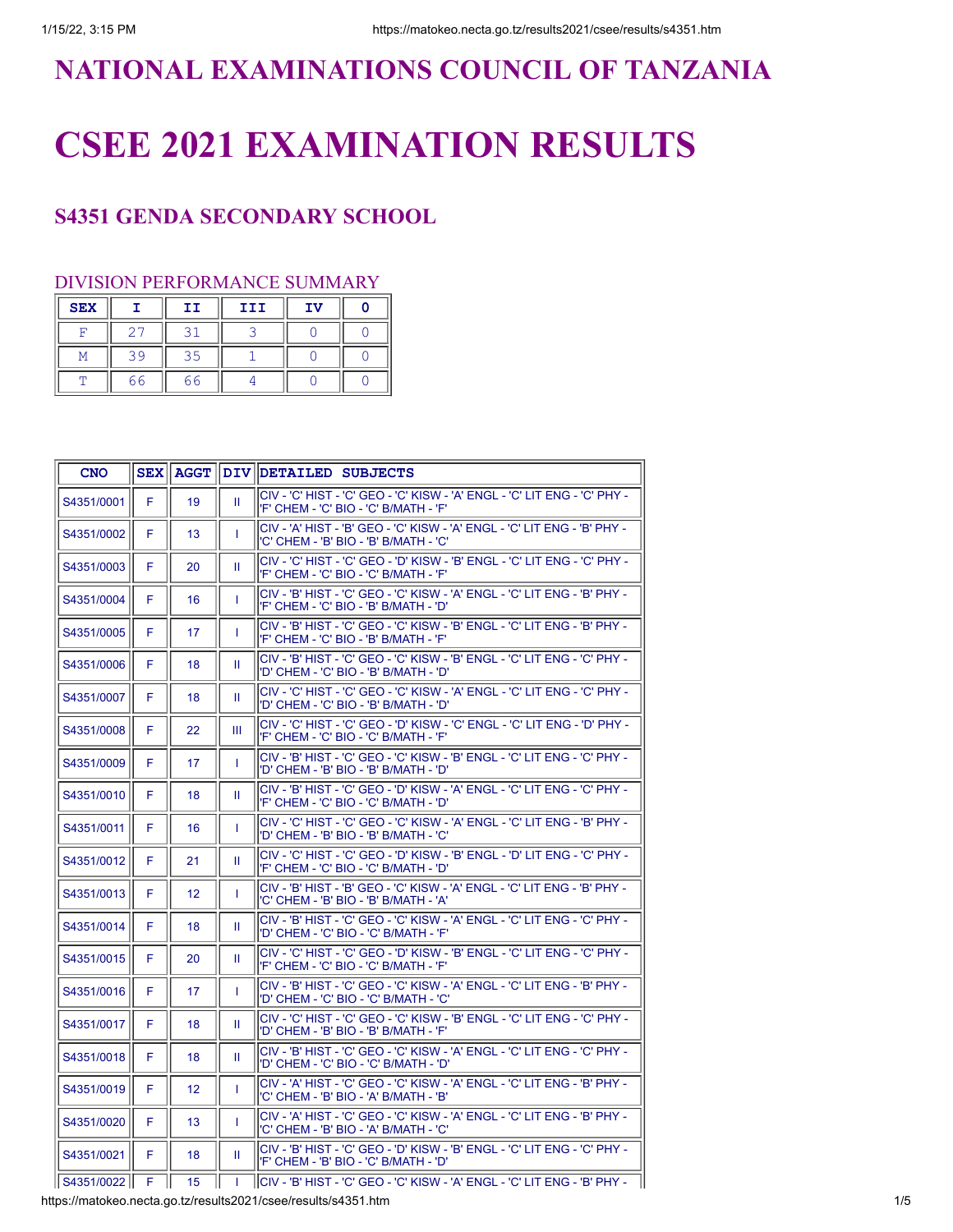# NATIONAL EXAMINATIONS COUNCIL OF TANZANIA

# CSEE 2021 EXAMINATION RESULTS

## S4351 GENDA SECONDARY SCHOOL

### DIVISION PERFORMANCE SUMMARY

| SEX | I | II | III | IV | 0 |
|---|---|---|---|---|---|
| F | 27 | 31 | 3 | 0 | 0 |
| M | 39 | 35 | 1 | 0 | 0 |
| T | 66 | 66 | 4 | 0 | 0 |

| CNO | SEX | AGGT | DIV | DETAILED SUBJECTS |
|---|---|---|---|---|
| S4351/0001 | F | 19 | II | CIV - 'C' HIST - 'C' GEO - 'C' KISW - 'A' ENGL - 'C' LIT ENG - 'C' PHY - 'F' CHEM - 'C' BIO - 'C' B/MATH - 'F' |
| S4351/0002 | F | 13 | I | CIV - 'A' HIST - 'B' GEO - 'C' KISW - 'A' ENGL - 'C' LIT ENG - 'B' PHY - 'C' CHEM - 'B' BIO - 'B' B/MATH - 'C' |
| S4351/0003 | F | 20 | II | CIV - 'C' HIST - 'C' GEO - 'D' KISW - 'B' ENGL - 'C' LIT ENG - 'C' PHY - 'F' CHEM - 'C' BIO - 'C' B/MATH - 'F' |
| S4351/0004 | F | 16 | I | CIV - 'B' HIST - 'C' GEO - 'C' KISW - 'A' ENGL - 'C' LIT ENG - 'B' PHY - 'F' CHEM - 'C' BIO - 'B' B/MATH - 'D' |
| S4351/0005 | F | 17 | I | CIV - 'B' HIST - 'C' GEO - 'C' KISW - 'B' ENGL - 'C' LIT ENG - 'B' PHY - 'F' CHEM - 'C' BIO - 'B' B/MATH - 'F' |
| S4351/0006 | F | 18 | II | CIV - 'B' HIST - 'C' GEO - 'C' KISW - 'B' ENGL - 'C' LIT ENG - 'C' PHY - 'D' CHEM - 'C' BIO - 'B' B/MATH - 'D' |
| S4351/0007 | F | 18 | II | CIV - 'C' HIST - 'C' GEO - 'C' KISW - 'A' ENGL - 'C' LIT ENG - 'C' PHY - 'D' CHEM - 'C' BIO - 'B' B/MATH - 'D' |
| S4351/0008 | F | 22 | III | CIV - 'C' HIST - 'C' GEO - 'D' KISW - 'C' ENGL - 'C' LIT ENG - 'D' PHY - 'F' CHEM - 'C' BIO - 'C' B/MATH - 'F' |
| S4351/0009 | F | 17 | I | CIV - 'B' HIST - 'C' GEO - 'C' KISW - 'B' ENGL - 'C' LIT ENG - 'C' PHY - 'D' CHEM - 'B' BIO - 'B' B/MATH - 'D' |
| S4351/0010 | F | 18 | II | CIV - 'B' HIST - 'C' GEO - 'D' KISW - 'A' ENGL - 'C' LIT ENG - 'C' PHY - 'F' CHEM - 'C' BIO - 'C' B/MATH - 'D' |
| S4351/0011 | F | 16 | I | CIV - 'C' HIST - 'C' GEO - 'C' KISW - 'A' ENGL - 'C' LIT ENG - 'B' PHY - 'D' CHEM - 'B' BIO - 'B' B/MATH - 'C' |
| S4351/0012 | F | 21 | II | CIV - 'C' HIST - 'C' GEO - 'D' KISW - 'B' ENGL - 'D' LIT ENG - 'C' PHY - 'F' CHEM - 'C' BIO - 'C' B/MATH - 'D' |
| S4351/0013 | F | 12 | I | CIV - 'B' HIST - 'B' GEO - 'C' KISW - 'A' ENGL - 'C' LIT ENG - 'B' PHY - 'C' CHEM - 'B' BIO - 'B' B/MATH - 'A' |
| S4351/0014 | F | 18 | II | CIV - 'B' HIST - 'C' GEO - 'C' KISW - 'A' ENGL - 'C' LIT ENG - 'C' PHY - 'D' CHEM - 'C' BIO - 'C' B/MATH - 'F' |
| S4351/0015 | F | 20 | II | CIV - 'C' HIST - 'C' GEO - 'D' KISW - 'B' ENGL - 'C' LIT ENG - 'C' PHY - 'F' CHEM - 'C' BIO - 'C' B/MATH - 'F' |
| S4351/0016 | F | 17 | I | CIV - 'B' HIST - 'C' GEO - 'C' KISW - 'A' ENGL - 'C' LIT ENG - 'B' PHY - 'D' CHEM - 'C' BIO - 'C' B/MATH - 'C' |
| S4351/0017 | F | 18 | II | CIV - 'C' HIST - 'C' GEO - 'C' KISW - 'B' ENGL - 'C' LIT ENG - 'C' PHY - 'D' CHEM - 'B' BIO - 'B' B/MATH - 'F' |
| S4351/0018 | F | 18 | II | CIV - 'B' HIST - 'C' GEO - 'C' KISW - 'A' ENGL - 'C' LIT ENG - 'C' PHY - 'D' CHEM - 'C' BIO - 'C' B/MATH - 'D' |
| S4351/0019 | F | 12 | I | CIV - 'A' HIST - 'C' GEO - 'C' KISW - 'A' ENGL - 'C' LIT ENG - 'B' PHY - 'C' CHEM - 'B' BIO - 'A' B/MATH - 'B' |
| S4351/0020 | F | 13 | I | CIV - 'A' HIST - 'C' GEO - 'C' KISW - 'A' ENGL - 'C' LIT ENG - 'B' PHY - 'C' CHEM - 'B' BIO - 'A' B/MATH - 'C' |
| S4351/0021 | F | 18 | II | CIV - 'B' HIST - 'C' GEO - 'D' KISW - 'B' ENGL - 'C' LIT ENG - 'C' PHY - 'F' CHEM - 'B' BIO - 'C' B/MATH - 'D' |
| S4351/0022 | F | 15 | I | CIV - 'B' HIST - 'C' GEO - 'C' KISW - 'A' ENGL - 'C' LIT ENG - 'B' PHY - |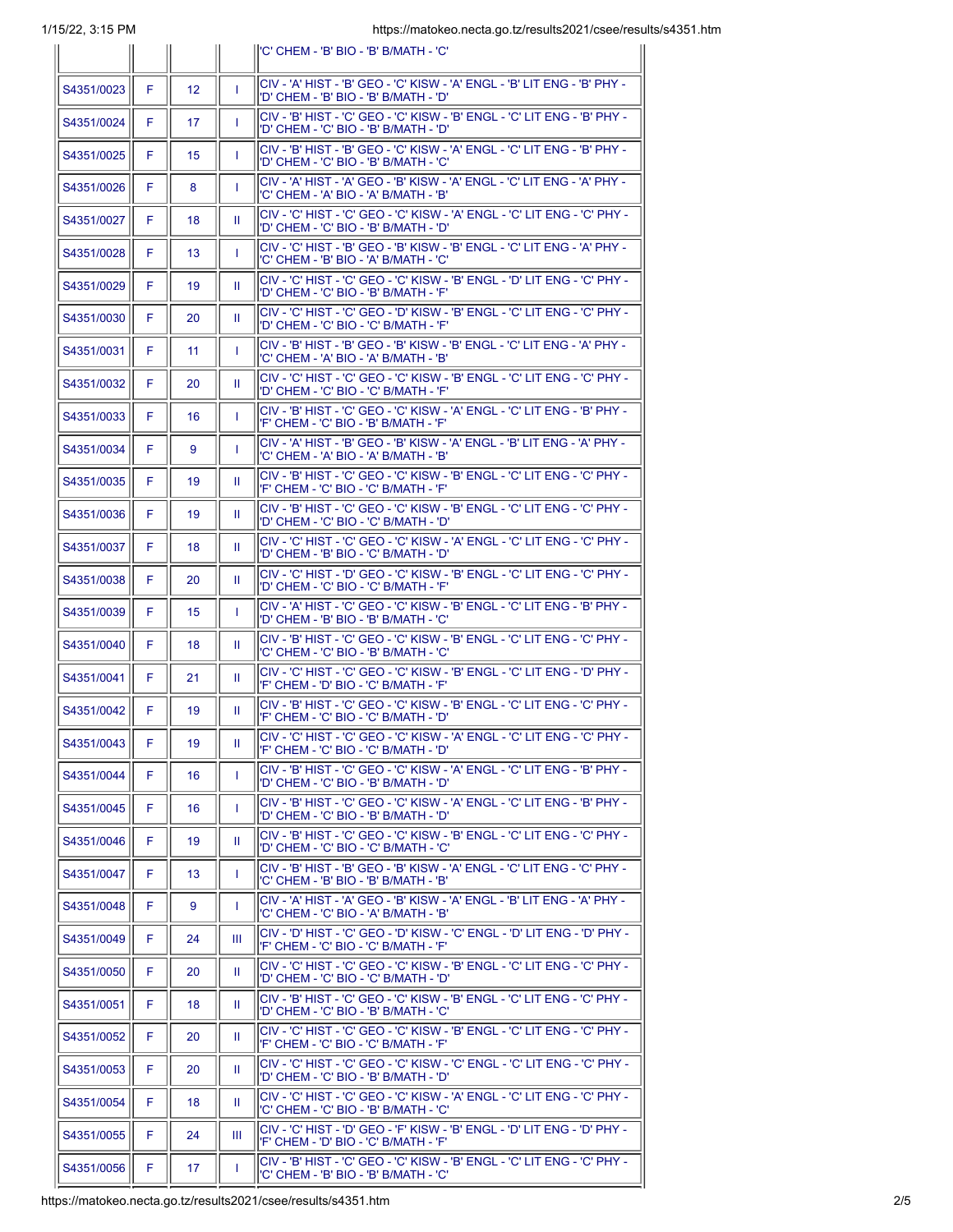| | | | | |
|---|---|---|---|---|
| | | | | 'C' CHEM - 'B' BIO - 'B' B/MATH - 'C' |
| S4351/0023 | F | 12 | I | CIV - 'A' HIST - 'B' GEO - 'C' KISW - 'A' ENGL - 'B' LIT ENG - 'B' PHY - 'D' CHEM - 'B' BIO - 'B' B/MATH - 'D' |
| S4351/0024 | F | 17 | I | CIV - 'B' HIST - 'C' GEO - 'C' KISW - 'B' ENGL - 'C' LIT ENG - 'B' PHY - 'D' CHEM - 'C' BIO - 'B' B/MATH - 'D' |
| S4351/0025 | F | 15 | I | CIV - 'B' HIST - 'B' GEO - 'C' KISW - 'A' ENGL - 'C' LIT ENG - 'B' PHY - 'D' CHEM - 'C' BIO - 'B' B/MATH - 'C' |
| S4351/0026 | F | 8 | I | CIV - 'A' HIST - 'A' GEO - 'B' KISW - 'A' ENGL - 'C' LIT ENG - 'A' PHY - 'C' CHEM - 'A' BIO - 'A' B/MATH - 'B' |
| S4351/0027 | F | 18 | II | CIV - 'C' HIST - 'C' GEO - 'C' KISW - 'A' ENGL - 'C' LIT ENG - 'C' PHY - 'D' CHEM - 'C' BIO - 'B' B/MATH - 'D' |
| S4351/0028 | F | 13 | I | CIV - 'C' HIST - 'B' GEO - 'B' KISW - 'B' ENGL - 'C' LIT ENG - 'A' PHY - 'C' CHEM - 'B' BIO - 'A' B/MATH - 'C' |
| S4351/0029 | F | 19 | II | CIV - 'C' HIST - 'C' GEO - 'C' KISW - 'B' ENGL - 'D' LIT ENG - 'C' PHY - 'D' CHEM - 'C' BIO - 'B' B/MATH - 'F' |
| S4351/0030 | F | 20 | II | CIV - 'C' HIST - 'C' GEO - 'D' KISW - 'B' ENGL - 'C' LIT ENG - 'C' PHY - 'D' CHEM - 'C' BIO - 'C' B/MATH - 'F' |
| S4351/0031 | F | 11 | I | CIV - 'B' HIST - 'B' GEO - 'B' KISW - 'B' ENGL - 'C' LIT ENG - 'A' PHY - 'C' CHEM - 'A' BIO - 'A' B/MATH - 'B' |
| S4351/0032 | F | 20 | II | CIV - 'C' HIST - 'C' GEO - 'C' KISW - 'B' ENGL - 'C' LIT ENG - 'C' PHY - 'D' CHEM - 'C' BIO - 'C' B/MATH - 'F' |
| S4351/0033 | F | 16 | I | CIV - 'B' HIST - 'C' GEO - 'C' KISW - 'A' ENGL - 'C' LIT ENG - 'B' PHY - 'F' CHEM - 'C' BIO - 'B' B/MATH - 'F' |
| S4351/0034 | F | 9 | I | CIV - 'A' HIST - 'B' GEO - 'B' KISW - 'A' ENGL - 'B' LIT ENG - 'A' PHY - 'C' CHEM - 'A' BIO - 'A' B/MATH - 'B' |
| S4351/0035 | F | 19 | II | CIV - 'B' HIST - 'C' GEO - 'C' KISW - 'B' ENGL - 'C' LIT ENG - 'C' PHY - 'F' CHEM - 'C' BIO - 'C' B/MATH - 'F' |
| S4351/0036 | F | 19 | II | CIV - 'B' HIST - 'C' GEO - 'C' KISW - 'B' ENGL - 'C' LIT ENG - 'C' PHY - 'D' CHEM - 'C' BIO - 'C' B/MATH - 'D' |
| S4351/0037 | F | 18 | II | CIV - 'C' HIST - 'C' GEO - 'C' KISW - 'A' ENGL - 'C' LIT ENG - 'C' PHY - 'D' CHEM - 'B' BIO - 'C' B/MATH - 'D' |
| S4351/0038 | F | 20 | II | CIV - 'C' HIST - 'D' GEO - 'C' KISW - 'B' ENGL - 'C' LIT ENG - 'C' PHY - 'D' CHEM - 'C' BIO - 'C' B/MATH - 'F' |
| S4351/0039 | F | 15 | I | CIV - 'A' HIST - 'C' GEO - 'C' KISW - 'B' ENGL - 'C' LIT ENG - 'B' PHY - 'D' CHEM - 'B' BIO - 'B' B/MATH - 'C' |
| S4351/0040 | F | 18 | II | CIV - 'B' HIST - 'C' GEO - 'C' KISW - 'B' ENGL - 'C' LIT ENG - 'C' PHY - 'C' CHEM - 'C' BIO - 'B' B/MATH - 'C' |
| S4351/0041 | F | 21 | II | CIV - 'C' HIST - 'C' GEO - 'C' KISW - 'B' ENGL - 'C' LIT ENG - 'D' PHY - 'F' CHEM - 'D' BIO - 'C' B/MATH - 'F' |
| S4351/0042 | F | 19 | II | CIV - 'B' HIST - 'C' GEO - 'C' KISW - 'B' ENGL - 'C' LIT ENG - 'C' PHY - 'F' CHEM - 'C' BIO - 'C' B/MATH - 'D' |
| S4351/0043 | F | 19 | II | CIV - 'C' HIST - 'C' GEO - 'C' KISW - 'A' ENGL - 'C' LIT ENG - 'C' PHY - 'F' CHEM - 'C' BIO - 'C' B/MATH - 'D' |
| S4351/0044 | F | 16 | I | CIV - 'B' HIST - 'C' GEO - 'C' KISW - 'A' ENGL - 'C' LIT ENG - 'B' PHY - 'D' CHEM - 'C' BIO - 'B' B/MATH - 'D' |
| S4351/0045 | F | 16 | I | CIV - 'B' HIST - 'C' GEO - 'C' KISW - 'A' ENGL - 'C' LIT ENG - 'B' PHY - 'D' CHEM - 'C' BIO - 'B' B/MATH - 'D' |
| S4351/0046 | F | 19 | II | CIV - 'B' HIST - 'C' GEO - 'C' KISW - 'B' ENGL - 'C' LIT ENG - 'C' PHY - 'D' CHEM - 'C' BIO - 'C' B/MATH - 'C' |
| S4351/0047 | F | 13 | I | CIV - 'B' HIST - 'B' GEO - 'B' KISW - 'A' ENGL - 'C' LIT ENG - 'C' PHY - 'C' CHEM - 'B' BIO - 'B' B/MATH - 'B' |
| S4351/0048 | F | 9 | I | CIV - 'A' HIST - 'A' GEO - 'B' KISW - 'A' ENGL - 'B' LIT ENG - 'A' PHY - 'C' CHEM - 'C' BIO - 'A' B/MATH - 'B' |
| S4351/0049 | F | 24 | III | CIV - 'D' HIST - 'C' GEO - 'D' KISW - 'C' ENGL - 'D' LIT ENG - 'D' PHY - 'F' CHEM - 'C' BIO - 'C' B/MATH - 'F' |
| S4351/0050 | F | 20 | II | CIV - 'C' HIST - 'C' GEO - 'C' KISW - 'B' ENGL - 'C' LIT ENG - 'C' PHY - 'D' CHEM - 'C' BIO - 'C' B/MATH - 'D' |
| S4351/0051 | F | 18 | II | CIV - 'B' HIST - 'C' GEO - 'C' KISW - 'B' ENGL - 'C' LIT ENG - 'C' PHY - 'D' CHEM - 'C' BIO - 'B' B/MATH - 'C' |
| S4351/0052 | F | 20 | II | CIV - 'C' HIST - 'C' GEO - 'C' KISW - 'B' ENGL - 'C' LIT ENG - 'C' PHY - 'F' CHEM - 'C' BIO - 'C' B/MATH - 'F' |
| S4351/0053 | F | 20 | II | CIV - 'C' HIST - 'C' GEO - 'C' KISW - 'C' ENGL - 'C' LIT ENG - 'C' PHY - 'D' CHEM - 'C' BIO - 'B' B/MATH - 'D' |
| S4351/0054 | F | 18 | II | CIV - 'C' HIST - 'C' GEO - 'C' KISW - 'A' ENGL - 'C' LIT ENG - 'C' PHY - 'C' CHEM - 'C' BIO - 'B' B/MATH - 'C' |
| S4351/0055 | F | 24 | III | CIV - 'C' HIST - 'D' GEO - 'F' KISW - 'B' ENGL - 'D' LIT ENG - 'D' PHY - 'F' CHEM - 'D' BIO - 'C' B/MATH - 'F' |
| S4351/0056 | F | 17 | I | CIV - 'B' HIST - 'C' GEO - 'C' KISW - 'B' ENGL - 'C' LIT ENG - 'C' PHY - 'C' CHEM - 'B' BIO - 'B' B/MATH - 'C' |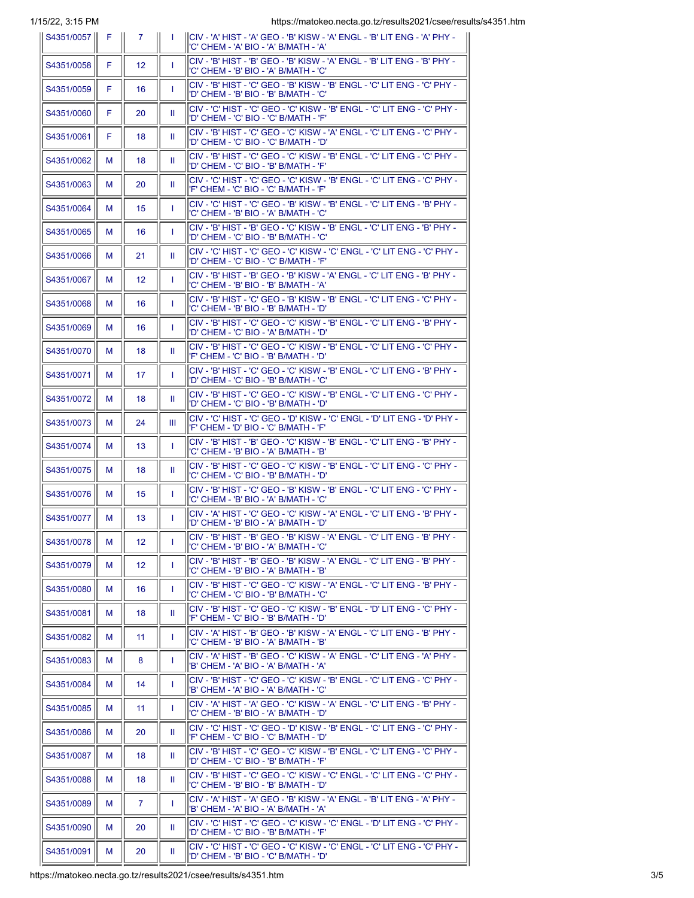| S4351/0057 | F | 7 | I | CIV - 'A' HIST - 'A' GEO - 'B' KISW - 'A' ENGL - 'B' LIT ENG - 'A' PHY - 'C' CHEM - 'A' BIO - 'A' B/MATH - 'A' |
|---|---|---|---|---|
| S4351/0058 | F | 12 | I | CIV - 'B' HIST - 'B' GEO - 'B' KISW - 'A' ENGL - 'B' LIT ENG - 'B' PHY - 'C' CHEM - 'B' BIO - 'A' B/MATH - 'C' |
| S4351/0059 | F | 16 | I | CIV - 'B' HIST - 'C' GEO - 'B' KISW - 'B' ENGL - 'C' LIT ENG - 'C' PHY - 'D' CHEM - 'B' BIO - 'B' B/MATH - 'C' |
| S4351/0060 | F | 20 | II | CIV - 'C' HIST - 'C' GEO - 'C' KISW - 'B' ENGL - 'C' LIT ENG - 'C' PHY - 'D' CHEM - 'C' BIO - 'C' B/MATH - 'F' |
| S4351/0061 | F | 18 | II | CIV - 'B' HIST - 'C' GEO - 'C' KISW - 'A' ENGL - 'C' LIT ENG - 'C' PHY - 'D' CHEM - 'C' BIO - 'C' B/MATH - 'D' |
| S4351/0062 | M | 18 | II | CIV - 'B' HIST - 'C' GEO - 'C' KISW - 'B' ENGL - 'C' LIT ENG - 'C' PHY - 'D' CHEM - 'C' BIO - 'B' B/MATH - 'F' |
| S4351/0063 | M | 20 | II | CIV - 'C' HIST - 'C' GEO - 'C' KISW - 'B' ENGL - 'C' LIT ENG - 'C' PHY - 'F' CHEM - 'C' BIO - 'C' B/MATH - 'F' |
| S4351/0064 | M | 15 | I | CIV - 'C' HIST - 'C' GEO - 'B' KISW - 'B' ENGL - 'C' LIT ENG - 'B' PHY - 'C' CHEM - 'B' BIO - 'A' B/MATH - 'C' |
| S4351/0065 | M | 16 | I | CIV - 'B' HIST - 'B' GEO - 'C' KISW - 'B' ENGL - 'C' LIT ENG - 'B' PHY - 'D' CHEM - 'C' BIO - 'B' B/MATH - 'C' |
| S4351/0066 | M | 21 | II | CIV - 'C' HIST - 'C' GEO - 'C' KISW - 'C' ENGL - 'C' LIT ENG - 'C' PHY - 'D' CHEM - 'C' BIO - 'C' B/MATH - 'F' |
| S4351/0067 | M | 12 | I | CIV - 'B' HIST - 'B' GEO - 'B' KISW - 'A' ENGL - 'C' LIT ENG - 'B' PHY - 'C' CHEM - 'B' BIO - 'B' B/MATH - 'A' |
| S4351/0068 | M | 16 | I | CIV - 'B' HIST - 'C' GEO - 'B' KISW - 'B' ENGL - 'C' LIT ENG - 'C' PHY - 'C' CHEM - 'B' BIO - 'B' B/MATH - 'D' |
| S4351/0069 | M | 16 | I | CIV - 'B' HIST - 'C' GEO - 'C' KISW - 'B' ENGL - 'C' LIT ENG - 'B' PHY - 'D' CHEM - 'C' BIO - 'A' B/MATH - 'D' |
| S4351/0070 | M | 18 | II | CIV - 'B' HIST - 'C' GEO - 'C' KISW - 'B' ENGL - 'C' LIT ENG - 'C' PHY - 'F' CHEM - 'C' BIO - 'B' B/MATH - 'D' |
| S4351/0071 | M | 17 | I | CIV - 'B' HIST - 'C' GEO - 'C' KISW - 'B' ENGL - 'C' LIT ENG - 'B' PHY - 'D' CHEM - 'C' BIO - 'B' B/MATH - 'C' |
| S4351/0072 | M | 18 | II | CIV - 'B' HIST - 'C' GEO - 'C' KISW - 'B' ENGL - 'C' LIT ENG - 'C' PHY - 'D' CHEM - 'C' BIO - 'B' B/MATH - 'D' |
| S4351/0073 | M | 24 | III | CIV - 'C' HIST - 'C' GEO - 'D' KISW - 'C' ENGL - 'D' LIT ENG - 'D' PHY - 'F' CHEM - 'D' BIO - 'C' B/MATH - 'F' |
| S4351/0074 | M | 13 | I | CIV - 'B' HIST - 'B' GEO - 'C' KISW - 'B' ENGL - 'C' LIT ENG - 'B' PHY - 'C' CHEM - 'B' BIO - 'A' B/MATH - 'B' |
| S4351/0075 | M | 18 | II | CIV - 'B' HIST - 'C' GEO - 'C' KISW - 'B' ENGL - 'C' LIT ENG - 'C' PHY - 'C' CHEM - 'C' BIO - 'B' B/MATH - 'D' |
| S4351/0076 | M | 15 | I | CIV - 'B' HIST - 'C' GEO - 'B' KISW - 'B' ENGL - 'C' LIT ENG - 'C' PHY - 'C' CHEM - 'B' BIO - 'A' B/MATH - 'C' |
| S4351/0077 | M | 13 | I | CIV - 'A' HIST - 'C' GEO - 'C' KISW - 'A' ENGL - 'C' LIT ENG - 'B' PHY - 'D' CHEM - 'B' BIO - 'A' B/MATH - 'D' |
| S4351/0078 | M | 12 | I | CIV - 'B' HIST - 'B' GEO - 'B' KISW - 'A' ENGL - 'C' LIT ENG - 'B' PHY - 'C' CHEM - 'B' BIO - 'A' B/MATH - 'C' |
| S4351/0079 | M | 12 | I | CIV - 'B' HIST - 'B' GEO - 'B' KISW - 'A' ENGL - 'C' LIT ENG - 'B' PHY - 'C' CHEM - 'B' BIO - 'A' B/MATH - 'B' |
| S4351/0080 | M | 16 | I | CIV - 'B' HIST - 'C' GEO - 'C' KISW - 'A' ENGL - 'C' LIT ENG - 'B' PHY - 'C' CHEM - 'C' BIO - 'B' B/MATH - 'C' |
| S4351/0081 | M | 18 | II | CIV - 'B' HIST - 'C' GEO - 'C' KISW - 'B' ENGL - 'D' LIT ENG - 'C' PHY - 'F' CHEM - 'C' BIO - 'B' B/MATH - 'D' |
| S4351/0082 | M | 11 | I | CIV - 'A' HIST - 'B' GEO - 'B' KISW - 'A' ENGL - 'C' LIT ENG - 'B' PHY - 'C' CHEM - 'B' BIO - 'A' B/MATH - 'B' |
| S4351/0083 | M | 8 | I | CIV - 'A' HIST - 'B' GEO - 'C' KISW - 'A' ENGL - 'C' LIT ENG - 'A' PHY - 'B' CHEM - 'A' BIO - 'A' B/MATH - 'A' |
| S4351/0084 | M | 14 | I | CIV - 'B' HIST - 'C' GEO - 'C' KISW - 'B' ENGL - 'C' LIT ENG - 'C' PHY - 'B' CHEM - 'A' BIO - 'A' B/MATH - 'C' |
| S4351/0085 | M | 11 | I | CIV - 'A' HIST - 'A' GEO - 'C' KISW - 'A' ENGL - 'C' LIT ENG - 'B' PHY - 'C' CHEM - 'B' BIO - 'A' B/MATH - 'D' |
| S4351/0086 | M | 20 | II | CIV - 'C' HIST - 'C' GEO - 'D' KISW - 'B' ENGL - 'C' LIT ENG - 'C' PHY - 'F' CHEM - 'C' BIO - 'C' B/MATH - 'D' |
| S4351/0087 | M | 18 | II | CIV - 'B' HIST - 'C' GEO - 'C' KISW - 'B' ENGL - 'C' LIT ENG - 'C' PHY - 'D' CHEM - 'C' BIO - 'B' B/MATH - 'F' |
| S4351/0088 | M | 18 | II | CIV - 'B' HIST - 'C' GEO - 'C' KISW - 'C' ENGL - 'C' LIT ENG - 'C' PHY - 'C' CHEM - 'B' BIO - 'B' B/MATH - 'D' |
| S4351/0089 | M | 7 | I | CIV - 'A' HIST - 'A' GEO - 'B' KISW - 'A' ENGL - 'B' LIT ENG - 'A' PHY - 'B' CHEM - 'A' BIO - 'A' B/MATH - 'A' |
| S4351/0090 | M | 20 | II | CIV - 'C' HIST - 'C' GEO - 'C' KISW - 'C' ENGL - 'D' LIT ENG - 'C' PHY - 'D' CHEM - 'C' BIO - 'B' B/MATH - 'F' |
| S4351/0091 | M | 20 | II | CIV - 'C' HIST - 'C' GEO - 'C' KISW - 'C' ENGL - 'C' LIT ENG - 'C' PHY - 'D' CHEM - 'B' BIO - 'C' B/MATH - 'D' |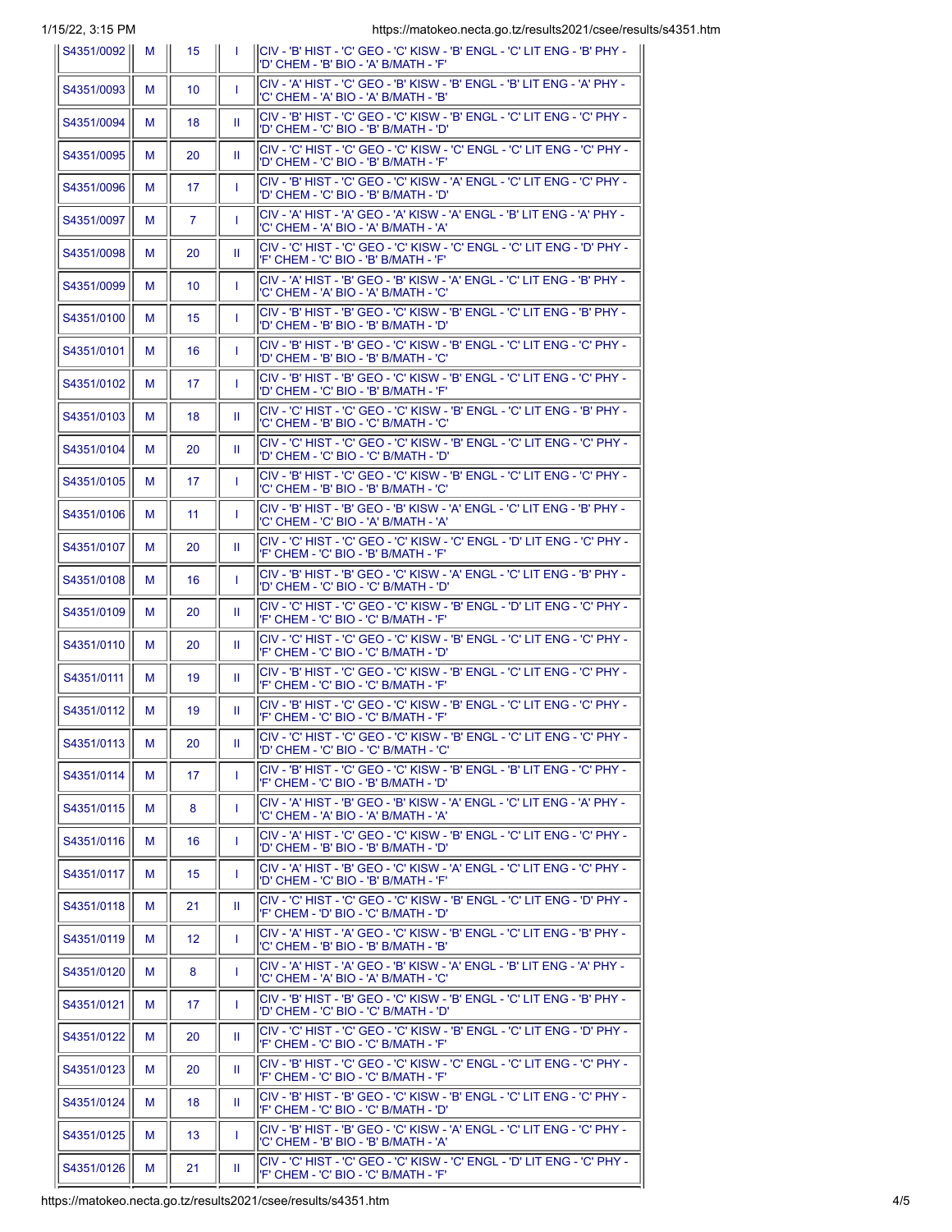| | | | | |
|---|---|---|---|---|
| S4351/0092 | M | 15 | I | CIV - 'B' HIST - 'C' GEO - 'C' KISW - 'B' ENGL - 'C' LIT ENG - 'B' PHY - 'D' CHEM - 'B' BIO - 'A' B/MATH - 'F' |
| S4351/0093 | M | 10 | I | CIV - 'A' HIST - 'C' GEO - 'B' KISW - 'B' ENGL - 'B' LIT ENG - 'A' PHY - 'C' CHEM - 'A' BIO - 'A' B/MATH - 'B' |
| S4351/0094 | M | 18 | II | CIV - 'B' HIST - 'C' GEO - 'C' KISW - 'B' ENGL - 'C' LIT ENG - 'C' PHY - 'D' CHEM - 'C' BIO - 'B' B/MATH - 'D' |
| S4351/0095 | M | 20 | II | CIV - 'C' HIST - 'C' GEO - 'C' KISW - 'C' ENGL - 'C' LIT ENG - 'C' PHY - 'D' CHEM - 'C' BIO - 'B' B/MATH - 'F' |
| S4351/0096 | M | 17 | I | CIV - 'B' HIST - 'C' GEO - 'C' KISW - 'A' ENGL - 'C' LIT ENG - 'C' PHY - 'D' CHEM - 'C' BIO - 'B' B/MATH - 'D' |
| S4351/0097 | M | 7 | I | CIV - 'A' HIST - 'A' GEO - 'A' KISW - 'A' ENGL - 'B' LIT ENG - 'A' PHY - 'C' CHEM - 'A' BIO - 'A' B/MATH - 'A' |
| S4351/0098 | M | 20 | II | CIV - 'C' HIST - 'C' GEO - 'C' KISW - 'C' ENGL - 'C' LIT ENG - 'D' PHY - 'F' CHEM - 'C' BIO - 'B' B/MATH - 'F' |
| S4351/0099 | M | 10 | I | CIV - 'A' HIST - 'B' GEO - 'B' KISW - 'A' ENGL - 'C' LIT ENG - 'B' PHY - 'C' CHEM - 'A' BIO - 'A' B/MATH - 'C' |
| S4351/0100 | M | 15 | I | CIV - 'B' HIST - 'B' GEO - 'C' KISW - 'B' ENGL - 'C' LIT ENG - 'B' PHY - 'D' CHEM - 'B' BIO - 'B' B/MATH - 'D' |
| S4351/0101 | M | 16 | I | CIV - 'B' HIST - 'B' GEO - 'C' KISW - 'B' ENGL - 'C' LIT ENG - 'C' PHY - 'D' CHEM - 'B' BIO - 'B' B/MATH - 'C' |
| S4351/0102 | M | 17 | I | CIV - 'B' HIST - 'B' GEO - 'C' KISW - 'B' ENGL - 'C' LIT ENG - 'C' PHY - 'D' CHEM - 'C' BIO - 'B' B/MATH - 'F' |
| S4351/0103 | M | 18 | II | CIV - 'C' HIST - 'C' GEO - 'C' KISW - 'B' ENGL - 'C' LIT ENG - 'B' PHY - 'C' CHEM - 'B' BIO - 'C' B/MATH - 'C' |
| S4351/0104 | M | 20 | II | CIV - 'C' HIST - 'C' GEO - 'C' KISW - 'B' ENGL - 'C' LIT ENG - 'C' PHY - 'D' CHEM - 'C' BIO - 'C' B/MATH - 'D' |
| S4351/0105 | M | 17 | I | CIV - 'B' HIST - 'C' GEO - 'C' KISW - 'B' ENGL - 'C' LIT ENG - 'C' PHY - 'C' CHEM - 'B' BIO - 'B' B/MATH - 'C' |
| S4351/0106 | M | 11 | I | CIV - 'B' HIST - 'B' GEO - 'B' KISW - 'A' ENGL - 'C' LIT ENG - 'B' PHY - 'C' CHEM - 'C' BIO - 'A' B/MATH - 'A' |
| S4351/0107 | M | 20 | II | CIV - 'C' HIST - 'C' GEO - 'C' KISW - 'C' ENGL - 'D' LIT ENG - 'C' PHY - 'F' CHEM - 'C' BIO - 'B' B/MATH - 'F' |
| S4351/0108 | M | 16 | I | CIV - 'B' HIST - 'B' GEO - 'C' KISW - 'A' ENGL - 'C' LIT ENG - 'B' PHY - 'D' CHEM - 'C' BIO - 'C' B/MATH - 'D' |
| S4351/0109 | M | 20 | II | CIV - 'C' HIST - 'C' GEO - 'C' KISW - 'B' ENGL - 'D' LIT ENG - 'C' PHY - 'F' CHEM - 'C' BIO - 'C' B/MATH - 'F' |
| S4351/0110 | M | 20 | II | CIV - 'C' HIST - 'C' GEO - 'C' KISW - 'B' ENGL - 'C' LIT ENG - 'C' PHY - 'F' CHEM - 'C' BIO - 'C' B/MATH - 'D' |
| S4351/0111 | M | 19 | II | CIV - 'B' HIST - 'C' GEO - 'C' KISW - 'B' ENGL - 'C' LIT ENG - 'C' PHY - 'F' CHEM - 'C' BIO - 'C' B/MATH - 'F' |
| S4351/0112 | M | 19 | II | CIV - 'B' HIST - 'C' GEO - 'C' KISW - 'B' ENGL - 'C' LIT ENG - 'C' PHY - 'F' CHEM - 'C' BIO - 'C' B/MATH - 'F' |
| S4351/0113 | M | 20 | II | CIV - 'C' HIST - 'C' GEO - 'C' KISW - 'B' ENGL - 'C' LIT ENG - 'C' PHY - 'D' CHEM - 'C' BIO - 'C' B/MATH - 'C' |
| S4351/0114 | M | 17 | I | CIV - 'B' HIST - 'C' GEO - 'C' KISW - 'B' ENGL - 'B' LIT ENG - 'C' PHY - 'F' CHEM - 'C' BIO - 'B' B/MATH - 'D' |
| S4351/0115 | M | 8 | I | CIV - 'A' HIST - 'B' GEO - 'B' KISW - 'A' ENGL - 'C' LIT ENG - 'A' PHY - 'C' CHEM - 'A' BIO - 'A' B/MATH - 'A' |
| S4351/0116 | M | 16 | I | CIV - 'A' HIST - 'C' GEO - 'C' KISW - 'B' ENGL - 'C' LIT ENG - 'C' PHY - 'D' CHEM - 'B' BIO - 'B' B/MATH - 'D' |
| S4351/0117 | M | 15 | I | CIV - 'A' HIST - 'B' GEO - 'C' KISW - 'A' ENGL - 'C' LIT ENG - 'C' PHY - 'D' CHEM - 'C' BIO - 'B' B/MATH - 'F' |
| S4351/0118 | M | 21 | II | CIV - 'C' HIST - 'C' GEO - 'C' KISW - 'B' ENGL - 'C' LIT ENG - 'D' PHY - 'F' CHEM - 'D' BIO - 'C' B/MATH - 'D' |
| S4351/0119 | M | 12 | I | CIV - 'A' HIST - 'A' GEO - 'C' KISW - 'B' ENGL - 'C' LIT ENG - 'B' PHY - 'C' CHEM - 'B' BIO - 'B' B/MATH - 'B' |
| S4351/0120 | M | 8 | I | CIV - 'A' HIST - 'A' GEO - 'B' KISW - 'A' ENGL - 'B' LIT ENG - 'A' PHY - 'C' CHEM - 'A' BIO - 'A' B/MATH - 'C' |
| S4351/0121 | M | 17 | I | CIV - 'B' HIST - 'B' GEO - 'C' KISW - 'B' ENGL - 'C' LIT ENG - 'B' PHY - 'D' CHEM - 'C' BIO - 'C' B/MATH - 'D' |
| S4351/0122 | M | 20 | II | CIV - 'C' HIST - 'C' GEO - 'C' KISW - 'B' ENGL - 'C' LIT ENG - 'D' PHY - 'F' CHEM - 'C' BIO - 'C' B/MATH - 'F' |
| S4351/0123 | M | 20 | II | CIV - 'B' HIST - 'C' GEO - 'C' KISW - 'C' ENGL - 'C' LIT ENG - 'C' PHY - 'F' CHEM - 'C' BIO - 'C' B/MATH - 'F' |
| S4351/0124 | M | 18 | II | CIV - 'B' HIST - 'B' GEO - 'C' KISW - 'B' ENGL - 'C' LIT ENG - 'C' PHY - 'F' CHEM - 'C' BIO - 'C' B/MATH - 'D' |
| S4351/0125 | M | 13 | I | CIV - 'B' HIST - 'B' GEO - 'C' KISW - 'A' ENGL - 'C' LIT ENG - 'C' PHY - 'C' CHEM - 'B' BIO - 'B' B/MATH - 'A' |
| S4351/0126 | M | 21 | II | CIV - 'C' HIST - 'C' GEO - 'C' KISW - 'C' ENGL - 'D' LIT ENG - 'C' PHY - 'F' CHEM - 'C' BIO - 'C' B/MATH - 'F' |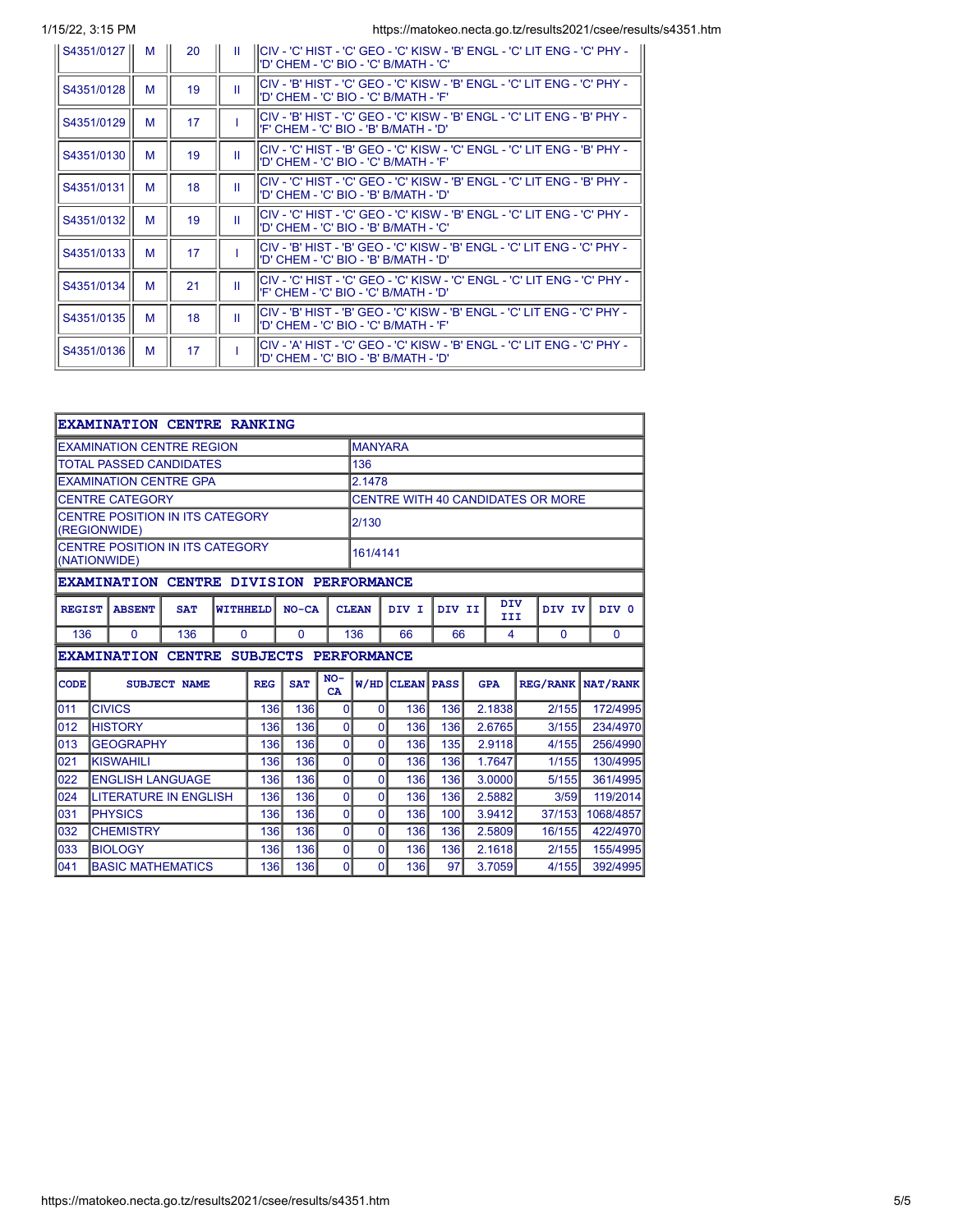| | | | | |
|---|---|---|---|---|
| S4351/0127 | M | 20 | II | CIV - 'C' HIST - 'C' GEO - 'C' KISW - 'B' ENGL - 'C' LIT ENG - 'C' PHY - 'D' CHEM - 'C' BIO - 'C' B/MATH - 'C' |
| S4351/0128 | M | 19 | II | CIV - 'B' HIST - 'C' GEO - 'C' KISW - 'B' ENGL - 'C' LIT ENG - 'C' PHY - 'D' CHEM - 'C' BIO - 'C' B/MATH - 'F' |
| S4351/0129 | M | 17 | I | CIV - 'B' HIST - 'C' GEO - 'C' KISW - 'B' ENGL - 'C' LIT ENG - 'B' PHY - 'F' CHEM - 'C' BIO - 'B' B/MATH - 'D' |
| S4351/0130 | M | 19 | II | CIV - 'C' HIST - 'B' GEO - 'C' KISW - 'C' ENGL - 'C' LIT ENG - 'B' PHY - 'D' CHEM - 'C' BIO - 'C' B/MATH - 'F' |
| S4351/0131 | M | 18 | II | CIV - 'C' HIST - 'C' GEO - 'C' KISW - 'B' ENGL - 'C' LIT ENG - 'B' PHY - 'D' CHEM - 'C' BIO - 'B' B/MATH - 'D' |
| S4351/0132 | M | 19 | II | CIV - 'C' HIST - 'C' GEO - 'C' KISW - 'B' ENGL - 'C' LIT ENG - 'C' PHY - 'D' CHEM - 'C' BIO - 'B' B/MATH - 'C' |
| S4351/0133 | M | 17 | I | CIV - 'B' HIST - 'B' GEO - 'C' KISW - 'B' ENGL - 'C' LIT ENG - 'C' PHY - 'D' CHEM - 'C' BIO - 'B' B/MATH - 'D' |
| S4351/0134 | M | 21 | II | CIV - 'C' HIST - 'C' GEO - 'C' KISW - 'C' ENGL - 'C' LIT ENG - 'C' PHY - 'F' CHEM - 'C' BIO - 'C' B/MATH - 'D' |
| S4351/0135 | M | 18 | II | CIV - 'B' HIST - 'B' GEO - 'C' KISW - 'B' ENGL - 'C' LIT ENG - 'C' PHY - 'D' CHEM - 'C' BIO - 'C' B/MATH - 'F' |
| S4351/0136 | M | 17 | I | CIV - 'A' HIST - 'C' GEO - 'C' KISW - 'B' ENGL - 'C' LIT ENG - 'C' PHY - 'D' CHEM - 'C' BIO - 'B' B/MATH - 'D' |

## EXAMINATION CENTRE RANKING

| | |
|---|---|
| EXAMINATION CENTRE REGION | MANYARA |
| TOTAL PASSED CANDIDATES | 136 |
| EXAMINATION CENTRE GPA | 2.1478 |
| CENTRE CATEGORY | CENTRE WITH 40 CANDIDATES OR MORE |
| CENTRE POSITION IN ITS CATEGORY (REGIONWIDE) | 2/130 |
| CENTRE POSITION IN ITS CATEGORY (NATIONWIDE) | 161/4141 |

## EXAMINATION CENTRE DIVISION PERFORMANCE

| REGIST | ABSENT | SAT | WITHHELD | NO-CA | CLEAN | DIV I | DIV II | DIV III | DIV IV | DIV 0 |
|---|---|---|---|---|---|---|---|---|---|---|
| 136 | 0 | 136 | 0 | 0 | 136 | 66 | 66 | 4 | 0 | 0 |

## EXAMINATION CENTRE SUBJECTS PERFORMANCE

| CODE | SUBJECT NAME | REG | SAT | NO-CA | W/HD | CLEAN | PASS | GPA | REG/RANK | NAT/RANK |
|---|---|---|---|---|---|---|---|---|---|---|
| 011 | CIVICS | 136 | 136 | 0 | 0 | 136 | 136 | 2.1838 | 2/155 | 172/4995 |
| 012 | HISTORY | 136 | 136 | 0 | 0 | 136 | 136 | 2.6765 | 3/155 | 234/4970 |
| 013 | GEOGRAPHY | 136 | 136 | 0 | 0 | 136 | 135 | 2.9118 | 4/155 | 256/4990 |
| 021 | KISWAHILI | 136 | 136 | 0 | 0 | 136 | 136 | 1.7647 | 1/155 | 130/4995 |
| 022 | ENGLISH LANGUAGE | 136 | 136 | 0 | 0 | 136 | 136 | 3.0000 | 5/155 | 361/4995 |
| 024 | LITERATURE IN ENGLISH | 136 | 136 | 0 | 0 | 136 | 136 | 2.5882 | 3/59 | 119/2014 |
| 031 | PHYSICS | 136 | 136 | 0 | 0 | 136 | 100 | 3.9412 | 37/153 | 1068/4857 |
| 032 | CHEMISTRY | 136 | 136 | 0 | 0 | 136 | 136 | 2.5809 | 16/155 | 422/4970 |
| 033 | BIOLOGY | 136 | 136 | 0 | 0 | 136 | 136 | 2.1618 | 2/155 | 155/4995 |
| 041 | BASIC MATHEMATICS | 136 | 136 | 0 | 0 | 136 | 97 | 3.7059 | 4/155 | 392/4995 |